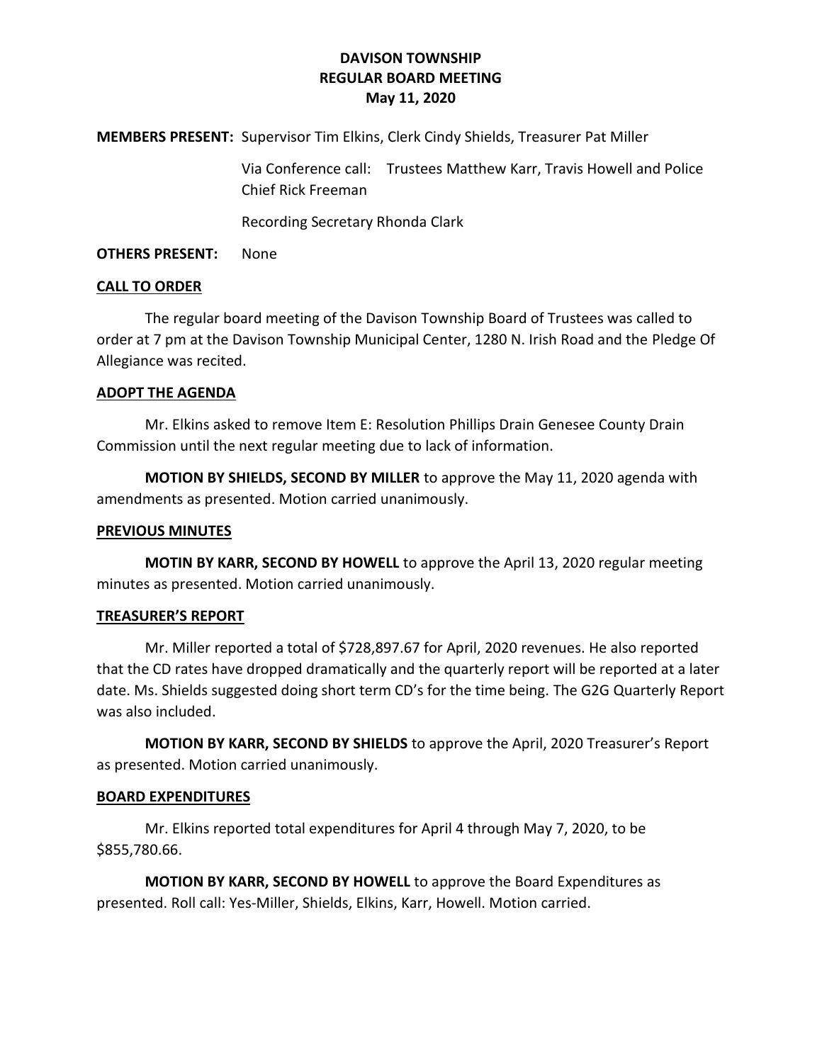# DAVISON TOWNSHIP
## REGULAR BOARD MEETING
### May 11, 2020

**MEMBERS PRESENT:** Supervisor Tim Elkins, Clerk Cindy Shields, Treasurer Pat Miller

Via Conference call: Trustees Matthew Karr, Travis Howell and Police Chief Rick Freeman

Recording Secretary Rhonda Clark

**OTHERS PRESENT:** None

**CALL TO ORDER**

The regular board meeting of the Davison Township Board of Trustees was called to order at 7 pm at the Davison Township Municipal Center, 1280 N. Irish Road and the Pledge Of Allegiance was recited.

**ADOPT THE AGENDA**

Mr. Elkins asked to remove Item E: Resolution Phillips Drain Genesee County Drain Commission until the next regular meeting due to lack of information.

**MOTION BY SHIELDS, SECOND BY MILLER** to approve the May 11, 2020 agenda with amendments as presented. Motion carried unanimously.

**PREVIOUS MINUTES**

**MOTIN BY KARR, SECOND BY HOWELL** to approve the April 13, 2020 regular meeting minutes as presented. Motion carried unanimously.

**TREASURER'S REPORT**

Mr. Miller reported a total of $728,897.67 for April, 2020 revenues. He also reported that the CD rates have dropped dramatically and the quarterly report will be reported at a later date. Ms. Shields suggested doing short term CD's for the time being. The G2G Quarterly Report was also included.

**MOTION BY KARR, SECOND BY SHIELDS** to approve the April, 2020 Treasurer's Report as presented. Motion carried unanimously.

**BOARD EXPENDITURES**

Mr. Elkins reported total expenditures for April 4 through May 7, 2020, to be $855,780.66.

**MOTION BY KARR, SECOND BY HOWELL** to approve the Board Expenditures as presented. Roll call: Yes-Miller, Shields, Elkins, Karr, Howell. Motion carried.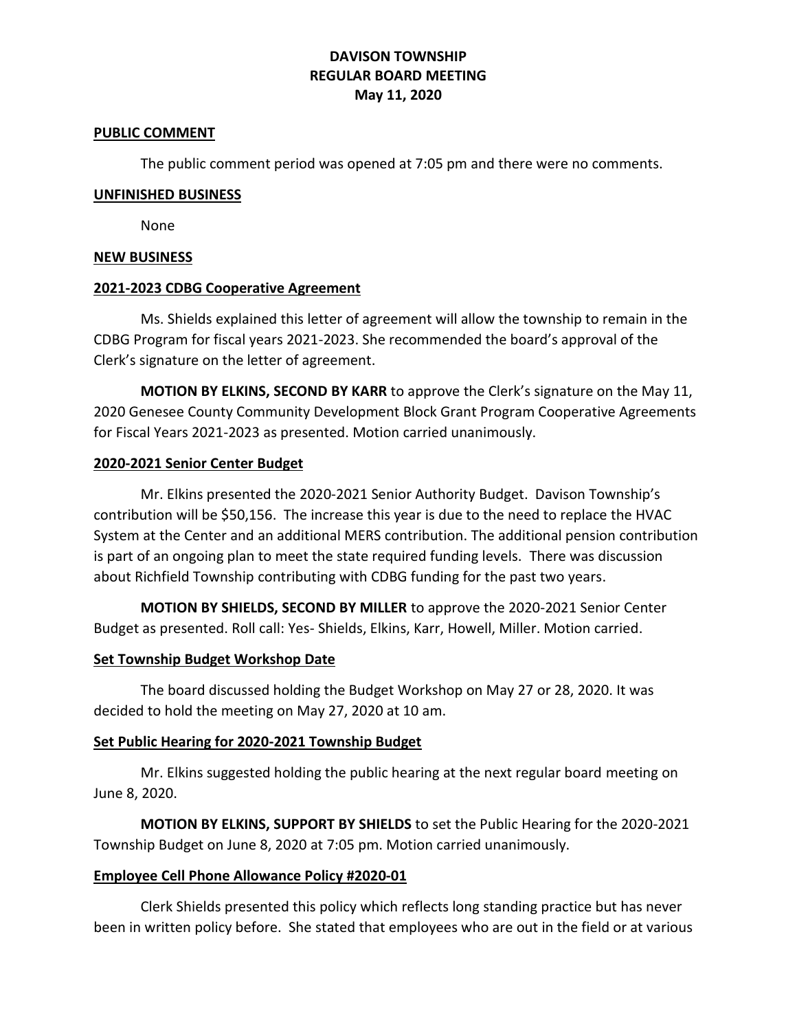**DAVISON TOWNSHIP**
**REGULAR BOARD MEETING**
**May 11, 2020**

## PUBLIC COMMENT

The public comment period was opened at 7:05 pm and there were no comments.

## UNFINISHED BUSINESS

None

## NEW BUSINESS

### 2021-2023 CDBG Cooperative Agreement

Ms. Shields explained this letter of agreement will allow the township to remain in the CDBG Program for fiscal years 2021-2023. She recommended the board's approval of the Clerk's signature on the letter of agreement.

**MOTION BY ELKINS, SECOND BY KARR** to approve the Clerk's signature on the May 11, 2020 Genesee County Community Development Block Grant Program Cooperative Agreements for Fiscal Years 2021-2023 as presented. Motion carried unanimously.

### 2020-2021 Senior Center Budget

Mr. Elkins presented the 2020-2021 Senior Authority Budget. Davison Township's contribution will be $50,156. The increase this year is due to the need to replace the HVAC System at the Center and an additional MERS contribution. The additional pension contribution is part of an ongoing plan to meet the state required funding levels. There was discussion about Richfield Township contributing with CDBG funding for the past two years.

**MOTION BY SHIELDS, SECOND BY MILLER** to approve the 2020-2021 Senior Center Budget as presented. Roll call: Yes- Shields, Elkins, Karr, Howell, Miller. Motion carried.

### Set Township Budget Workshop Date

The board discussed holding the Budget Workshop on May 27 or 28, 2020. It was decided to hold the meeting on May 27, 2020 at 10 am.

### Set Public Hearing for 2020-2021 Township Budget

Mr. Elkins suggested holding the public hearing at the next regular board meeting on June 8, 2020.

**MOTION BY ELKINS, SUPPORT BY SHIELDS** to set the Public Hearing for the 2020-2021 Township Budget on June 8, 2020 at 7:05 pm. Motion carried unanimously.

### Employee Cell Phone Allowance Policy #2020-01

Clerk Shields presented this policy which reflects long standing practice but has never been in written policy before. She stated that employees who are out in the field or at various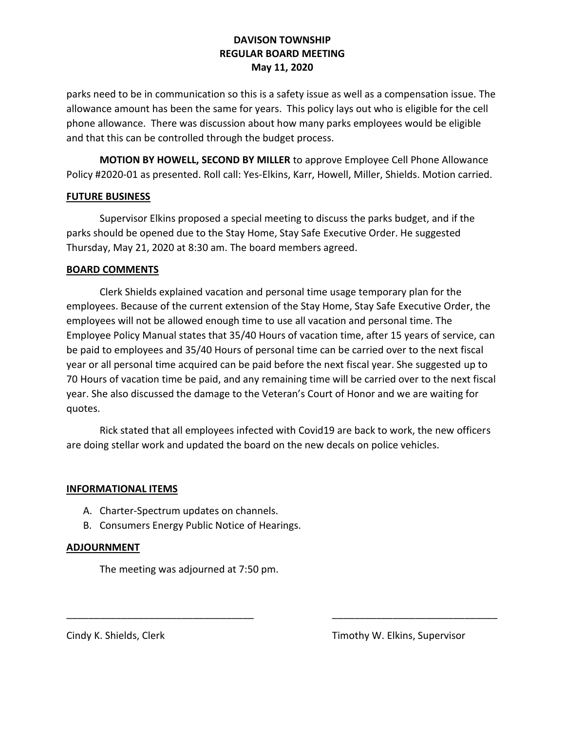parks need to be in communication so this is a safety issue as well as a compensation issue. The allowance amount has been the same for years. This policy lays out who is eligible for the cell phone allowance. There was discussion about how many parks employees would be eligible and that this can be controlled through the budget process.

**MOTION BY HOWELL, SECOND BY MILLER** to approve Employee Cell Phone Allowance Policy #2020-01 as presented. Roll call: Yes-Elkins, Karr, Howell, Miller, Shields. Motion carried.

**FUTURE BUSINESS**

Supervisor Elkins proposed a special meeting to discuss the parks budget, and if the parks should be opened due to the Stay Home, Stay Safe Executive Order. He suggested Thursday, May 21, 2020 at 8:30 am. The board members agreed.

**BOARD COMMENTS**

Clerk Shields explained vacation and personal time usage temporary plan for the employees. Because of the current extension of the Stay Home, Stay Safe Executive Order, the employees will not be allowed enough time to use all vacation and personal time. The Employee Policy Manual states that 35/40 Hours of vacation time, after 15 years of service, can be paid to employees and 35/40 Hours of personal time can be carried over to the next fiscal year or all personal time acquired can be paid before the next fiscal year. She suggested up to 70 Hours of vacation time be paid, and any remaining time will be carried over to the next fiscal year. She also discussed the damage to the Veteran's Court of Honor and we are waiting for quotes.

Rick stated that all employees infected with Covid19 are back to work, the new officers are doing stellar work and updated the board on the new decals on police vehicles.

**INFORMATIONAL ITEMS**

A. Charter-Spectrum updates on channels.
B. Consumers Energy Public Notice of Hearings.

**ADJOURNMENT**

The meeting was adjourned at 7:50 pm.

\_\_\_\_\_\_\_\_\_\_\_\_\_\_\_\_\_\_\_\_\_\_\_\_\_\_\_\_\_\_\_\_\_\_\_ \_\_\_\_\_\_\_\_\_\_\_\_\_\_\_\_\_\_\_\_\_\_\_\_\_\_\_\_\_\_\_\_\_\_\_

Cindy K. Shields, Clerk Timothy W. Elkins, Supervisor